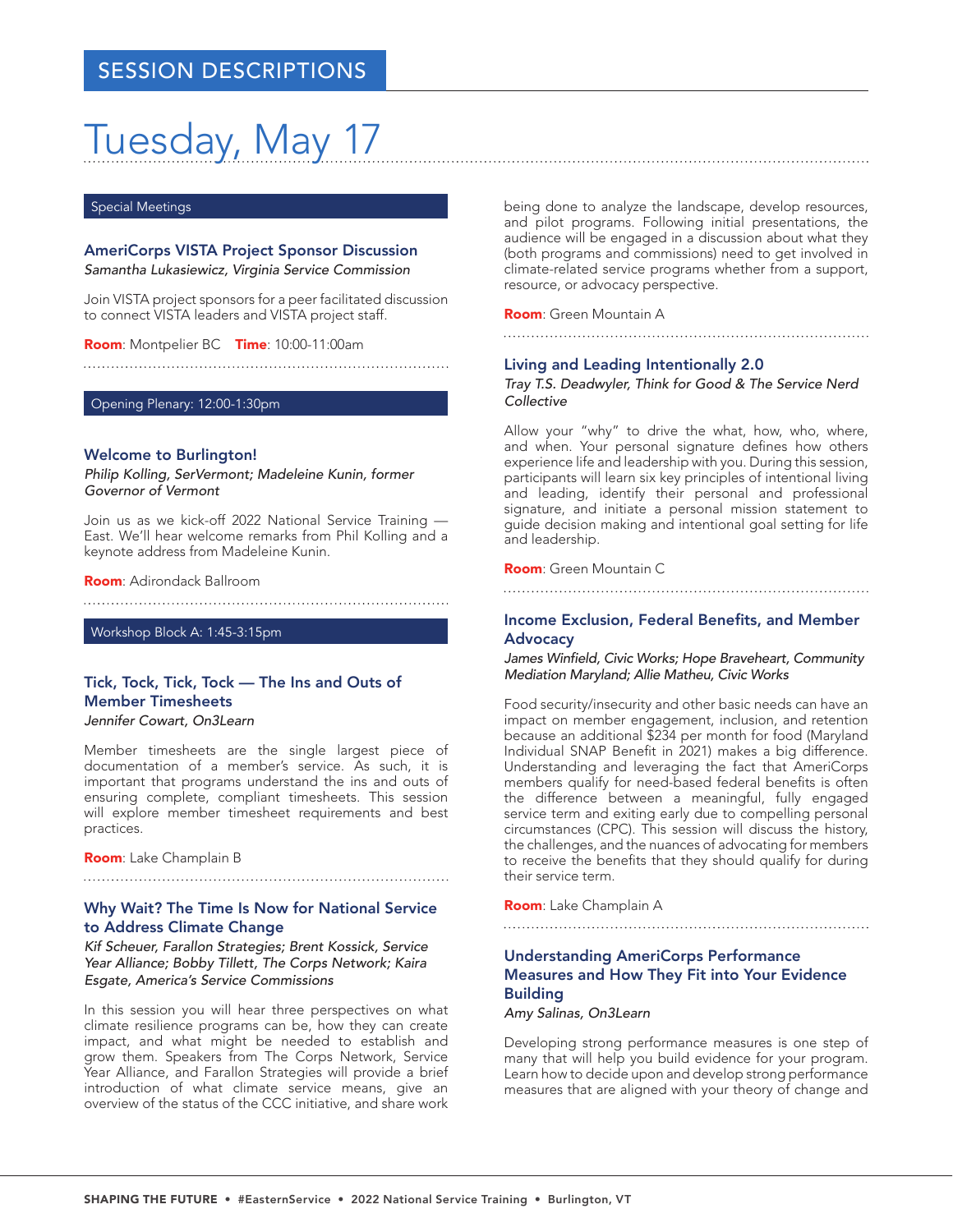## SESSION DESCRIPTIONS

# Tuesday, May 17

### Special Meetings

#### AmeriCorps VISTA Project Sponsor Discussion

*Samantha Lukasiewicz, Virginia Service Commission*

Join VISTA project sponsors for a peer facilitated discussion to connect VISTA leaders and VISTA project staff.

**Room**: Montpelier BC **Time**: 10:00-11:00am

### Opening Plenary: 12:00-1:30pm

#### Welcome to Burlington!

*Philip Kolling, SerVermont; Madeleine Kunin, former Governor of Vermont*

Join us as we kick-off 2022 National Service Training — East. We'll hear welcome remarks from Phil Kolling and a keynote address from Madeleine Kunin.

**Room**: Adirondack Ballroom

### Workshop Block A: 1:45-3:15pm

#### Tick, Tock, Tick, Tock — The Ins and Outs of Member Timesheets

*Jennifer Cowart, On3Learn*

Member timesheets are the single largest piece of documentation of a member's service. As such, it is important that programs understand the ins and outs of ensuring complete, compliant timesheets. This session will explore member timesheet requirements and best practices.

**Room**: Lake Champlain B

#### Why Wait? The Time Is Now for National Service to Address Climate Change

*Kif Scheuer, Farallon Strategies; Brent Kossick, Service Year Alliance; Bobby Tillett, The Corps Network; Kaira Esgate, America's Service Commissions*

In this session you will hear three perspectives on what climate resilience programs can be, how they can create impact, and what might be needed to establish and grow them. Speakers from The Corps Network, Service Year Alliance, and Farallon Strategies will provide a brief introduction of what climate service means, give an overview of the status of the CCC initiative, and share work being done to analyze the landscape, develop resources, and pilot programs. Following initial presentations, the audience will be engaged in a discussion about what they (both programs and commissions) need to get involved in climate-related service programs whether from a support, resource, or advocacy perspective.

**Room**: Green Mountain A

#### Living and Leading Intentionally 2.0

*Tray T.S. Deadwyler, Think for Good & The Service Nerd Collective*

Allow your "why" to drive the what, how, who, where, and when. Your personal signature defines how others experience life and leadership with you. During this session, participants will learn six key principles of intentional living and leading, identify their personal and professional signature, and initiate a personal mission statement to guide decision making and intentional goal setting for life and leadership.

**Room**: Green Mountain C

#### Income Exclusion, Federal Benefits, and Member Advocacy

*James Winfield, Civic Works; Hope Braveheart, Community Mediation Maryland; Allie Matheu, Civic Works*

Food security/insecurity and other basic needs can have an impact on member engagement, inclusion, and retention because an additional $234 per month for food (Maryland Individual SNAP Benefit in 2021) makes a big difference. Understanding and leveraging the fact that AmeriCorps members qualify for need-based federal benefits is often the difference between a meaningful, fully engaged service term and exiting early due to compelling personal circumstances (CPC). This session will discuss the history, the challenges, and the nuances of advocating for members to receive the benefits that they should qualify for during their service term.

**Room**: Lake Champlain A

#### Understanding AmeriCorps Performance Measures and How They Fit into Your Evidence Building

*Amy Salinas, On3Learn*

Developing strong performance measures is one step of many that will help you build evidence for your program. Learn how to decide upon and develop strong performance measures that are aligned with your theory of change and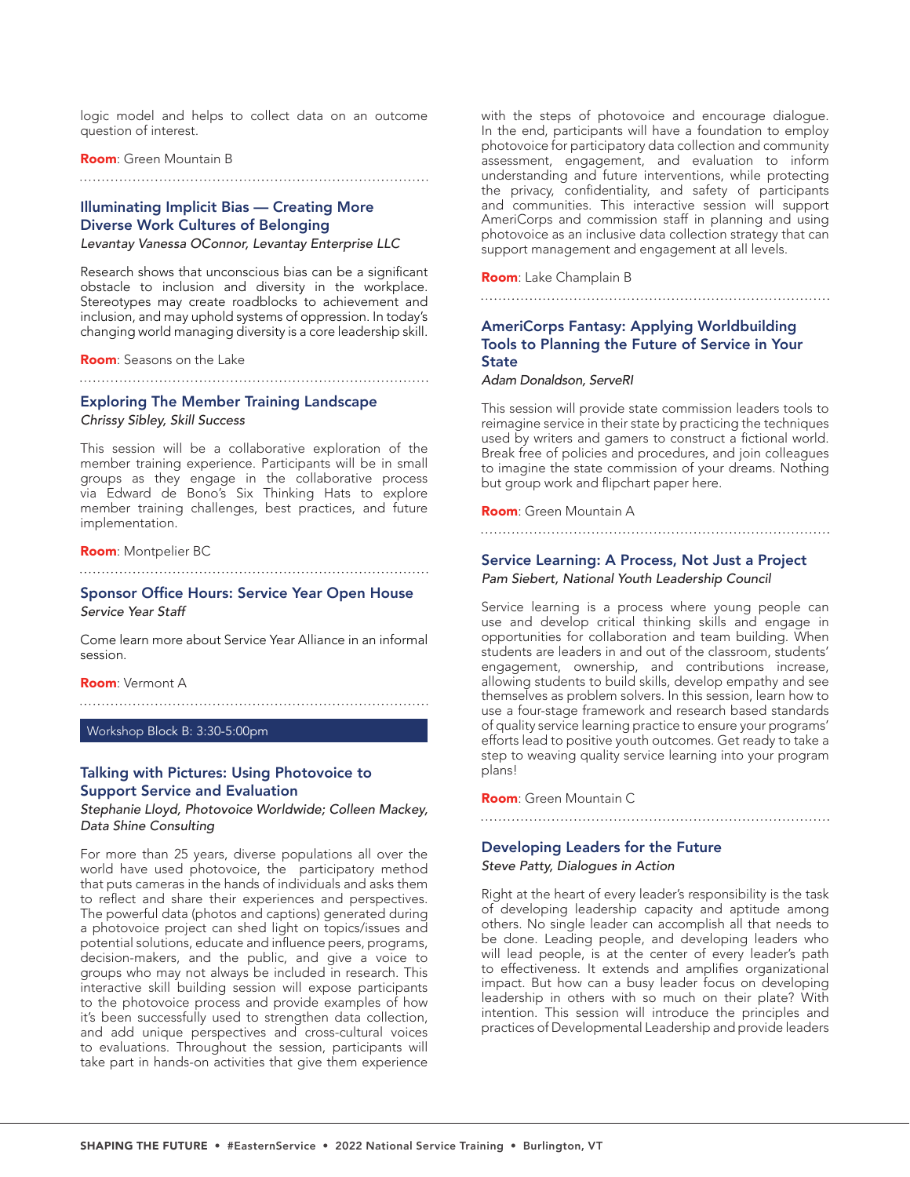logic model and helps to collect data on an outcome question of interest.

**Room**: Green Mountain B

### Illuminating Implicit Bias — Creating More Diverse Work Cultures of Belonging

*Levantay Vanessa OConnor, Levantay Enterprise LLC*

Research shows that unconscious bias can be a significant obstacle to inclusion and diversity in the workplace. Stereotypes may create roadblocks to achievement and inclusion, and may uphold systems of oppression. In today's changing world managing diversity is a core leadership skill.

**Room**: Seasons on the Lake

### Exploring The Member Training Landscape

*Chrissy Sibley, Skill Success*

This session will be a collaborative exploration of the member training experience. Participants will be in small groups as they engage in the collaborative process via Edward de Bono's Six Thinking Hats to explore member training challenges, best practices, and future implementation.

**Room**: Montpelier BC

### Sponsor Office Hours: Service Year Open House

*Service Year Staff*

Come learn more about Service Year Alliance in an informal session.

**Room**: Vermont A

## Workshop Block B: 3:30-5:00pm

### Talking with Pictures: Using Photovoice to Support Service and Evaluation

*Stephanie Lloyd, Photovoice Worldwide; Colleen Mackey, Data Shine Consulting*

For more than 25 years, diverse populations all over the world have used photovoice, the participatory method that puts cameras in the hands of individuals and asks them to reflect and share their experiences and perspectives. The powerful data (photos and captions) generated during a photovoice project can shed light on topics/issues and potential solutions, educate and influence peers, programs, decision-makers, and the public, and give a voice to groups who may not always be included in research. This interactive skill building session will expose participants to the photovoice process and provide examples of how it's been successfully used to strengthen data collection, and add unique perspectives and cross-cultural voices to evaluations. Throughout the session, participants will take part in hands-on activities that give them experience with the steps of photovoice and encourage dialogue. In the end, participants will have a foundation to employ photovoice for participatory data collection and community assessment, engagement, and evaluation to inform understanding and future interventions, while protecting the privacy, confidentiality, and safety of participants and communities. This interactive session will support AmeriCorps and commission staff in planning and using photovoice as an inclusive data collection strategy that can support management and engagement at all levels.

**Room**: Lake Champlain B

### AmeriCorps Fantasy: Applying Worldbuilding Tools to Planning the Future of Service in Your State

*Adam Donaldson, ServeRI*

This session will provide state commission leaders tools to reimagine service in their state by practicing the techniques used by writers and gamers to construct a fictional world. Break free of policies and procedures, and join colleagues to imagine the state commission of your dreams. Nothing but group work and flipchart paper here.

**Room**: Green Mountain A

### Service Learning: A Process, Not Just a Project

*Pam Siebert, National Youth Leadership Council*

Service learning is a process where young people can use and develop critical thinking skills and engage in opportunities for collaboration and team building. When students are leaders in and out of the classroom, students' engagement, ownership, and contributions increase, allowing students to build skills, develop empathy and see themselves as problem solvers. In this session, learn how to use a four-stage framework and research based standards of quality service learning practice to ensure your programs' efforts lead to positive youth outcomes. Get ready to take a step to weaving quality service learning into your program plans!

**Room**: Green Mountain C

### Developing Leaders for the Future

*Steve Patty, Dialogues in Action*

Right at the heart of every leader's responsibility is the task of developing leadership capacity and aptitude among others. No single leader can accomplish all that needs to be done. Leading people, and developing leaders who will lead people, is at the center of every leader's path to effectiveness. It extends and amplifies organizational impact. But how can a busy leader focus on developing leadership in others with so much on their plate? With intention. This session will introduce the principles and practices of Developmental Leadership and provide leaders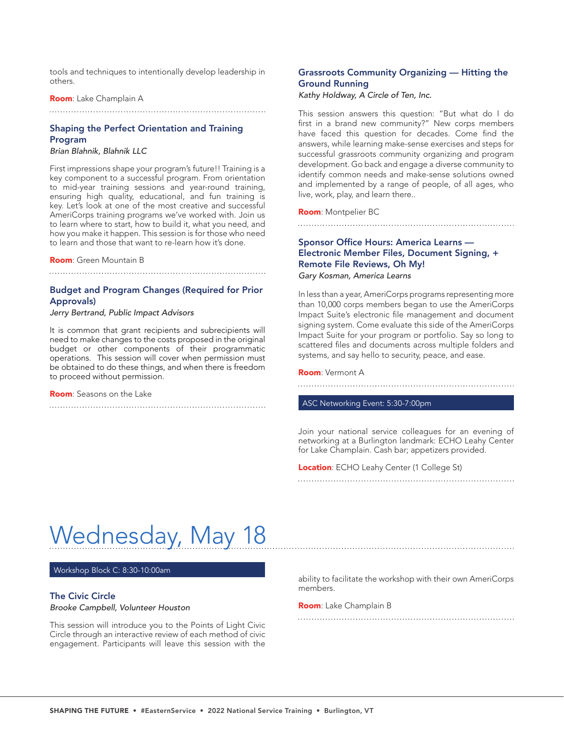tools and techniques to intentionally develop leadership in others.

**Room**: Lake Champlain A

### Shaping the Perfect Orientation and Training Program

*Brian Blahnik, Blahnik LLC*

First impressions shape your program's future!! Training is a key component to a successful program. From orientation to mid-year training sessions and year-round training, ensuring high quality, educational, and fun training is key. Let's look at one of the most creative and successful AmeriCorps training programs we've worked with. Join us to learn where to start, how to build it, what you need, and how you make it happen. This session is for those who need to learn and those that want to re-learn how it's done.

**Room**: Green Mountain B

### Budget and Program Changes (Required for Prior Approvals)

*Jerry Bertrand, Public Impact Advisors*

It is common that grant recipients and subrecipients will need to make changes to the costs proposed in the original budget or other components of their programmatic operations. This session will cover when permission must be obtained to do these things, and when there is freedom to proceed without permission.

**Room**: Seasons on the Lake

### Grassroots Community Organizing — Hitting the Ground Running

*Kathy Holdway, A Circle of Ten, Inc.*

This session answers this question: "But what do I do first in a brand new community?" New corps members have faced this question for decades. Come find the answers, while learning make-sense exercises and steps for successful grassroots community organizing and program development. Go back and engage a diverse community to identify common needs and make-sense solutions owned and implemented by a range of people, of all ages, who live, work, play, and learn there..

**Room**: Montpelier BC

### Sponsor Office Hours: America Learns — Electronic Member Files, Document Signing, + Remote File Reviews, Oh My!

*Gary Kosman, America Learns*

In less than a year, AmeriCorps programs representing more than 10,000 corps members began to use the AmeriCorps Impact Suite's electronic file management and document signing system. Come evaluate this side of the AmeriCorps Impact Suite for your program or portfolio. Say so long to scattered files and documents across multiple folders and systems, and say hello to security, peace, and ease.

**Room**: Vermont A

## ASC Networking Event: 5:30-7:00pm

Join your national service colleagues for an evening of networking at a Burlington landmark: ECHO Leahy Center for Lake Champlain. Cash bar; appetizers provided.

**Location**: ECHO Leahy Center (1 College St)

# Wednesday, May 18

## Workshop Block C: 8:30-10:00am

### The Civic Circle

*Brooke Campbell, Volunteer Houston*

This session will introduce you to the Points of Light Civic Circle through an interactive review of each method of civic engagement. Participants will leave this session with the ability to facilitate the workshop with their own AmeriCorps members.

**Room**: Lake Champlain B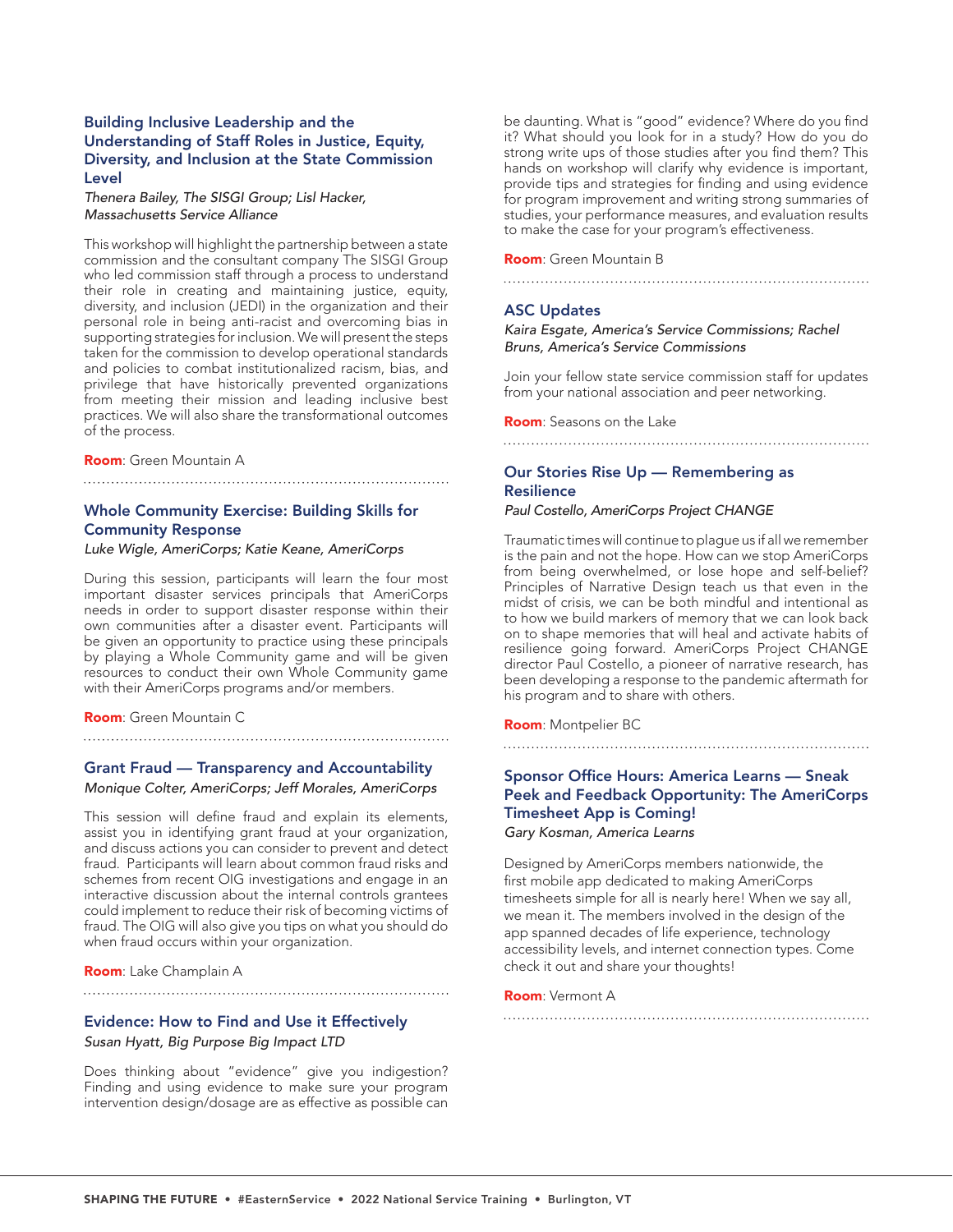### Building Inclusive Leadership and the Understanding of Staff Roles in Justice, Equity, Diversity, and Inclusion at the State Commission Level

*Thenera Bailey, The SISGI Group; Lisl Hacker, Massachusetts Service Alliance*

This workshop will highlight the partnership between a state commission and the consultant company The SISGI Group who led commission staff through a process to understand their role in creating and maintaining justice, equity, diversity, and inclusion (JEDI) in the organization and their personal role in being anti-racist and overcoming bias in supporting strategies for inclusion. We will present the steps taken for the commission to develop operational standards and policies to combat institutionalized racism, bias, and privilege that have historically prevented organizations from meeting their mission and leading inclusive best practices. We will also share the transformational outcomes of the process.

**Room**: Green Mountain A

### Whole Community Exercise: Building Skills for Community Response

*Luke Wigle, AmeriCorps; Katie Keane, AmeriCorps*

During this session, participants will learn the four most important disaster services principals that AmeriCorps needs in order to support disaster response within their own communities after a disaster event. Participants will be given an opportunity to practice using these principals by playing a Whole Community game and will be given resources to conduct their own Whole Community game with their AmeriCorps programs and/or members.

**Room**: Green Mountain C

### Grant Fraud — Transparency and Accountability

*Monique Colter, AmeriCorps; Jeff Morales, AmeriCorps*

This session will define fraud and explain its elements, assist you in identifying grant fraud at your organization, and discuss actions you can consider to prevent and detect fraud. Participants will learn about common fraud risks and schemes from recent OIG investigations and engage in an interactive discussion about the internal controls grantees could implement to reduce their risk of becoming victims of fraud. The OIG will also give you tips on what you should do when fraud occurs within your organization.

**Room**: Lake Champlain A

### Evidence: How to Find and Use it Effectively

*Susan Hyatt, Big Purpose Big Impact LTD*

Does thinking about "evidence" give you indigestion? Finding and using evidence to make sure your program intervention design/dosage are as effective as possible can be daunting. What is "good" evidence? Where do you find it? What should you look for in a study? How do you do strong write ups of those studies after you find them? This hands on workshop will clarify why evidence is important, provide tips and strategies for finding and using evidence for program improvement and writing strong summaries of studies, your performance measures, and evaluation results to make the case for your program's effectiveness.

**Room**: Green Mountain B

### ASC Updates

*Kaira Esgate, America's Service Commissions; Rachel Bruns, America's Service Commissions*

Join your fellow state service commission staff for updates from your national association and peer networking.

**Room**: Seasons on the Lake

### Our Stories Rise Up — Remembering as Resilience

*Paul Costello, AmeriCorps Project CHANGE*

Traumatic times will continue to plague us if all we remember is the pain and not the hope. How can we stop AmeriCorps from being overwhelmed, or lose hope and self-belief? Principles of Narrative Design teach us that even in the midst of crisis, we can be both mindful and intentional as to how we build markers of memory that we can look back on to shape memories that will heal and activate habits of resilience going forward. AmeriCorps Project CHANGE director Paul Costello, a pioneer of narrative research, has been developing a response to the pandemic aftermath for his program and to share with others.

**Room**: Montpelier BC

### Sponsor Office Hours: America Learns — Sneak Peek and Feedback Opportunity: The AmeriCorps Timesheet App is Coming!

*Gary Kosman, America Learns*

Designed by AmeriCorps members nationwide, the first mobile app dedicated to making AmeriCorps timesheets simple for all is nearly here! When we say all, we mean it. The members involved in the design of the app spanned decades of life experience, technology accessibility levels, and internet connection types. Come check it out and share your thoughts!

**Room**: Vermont A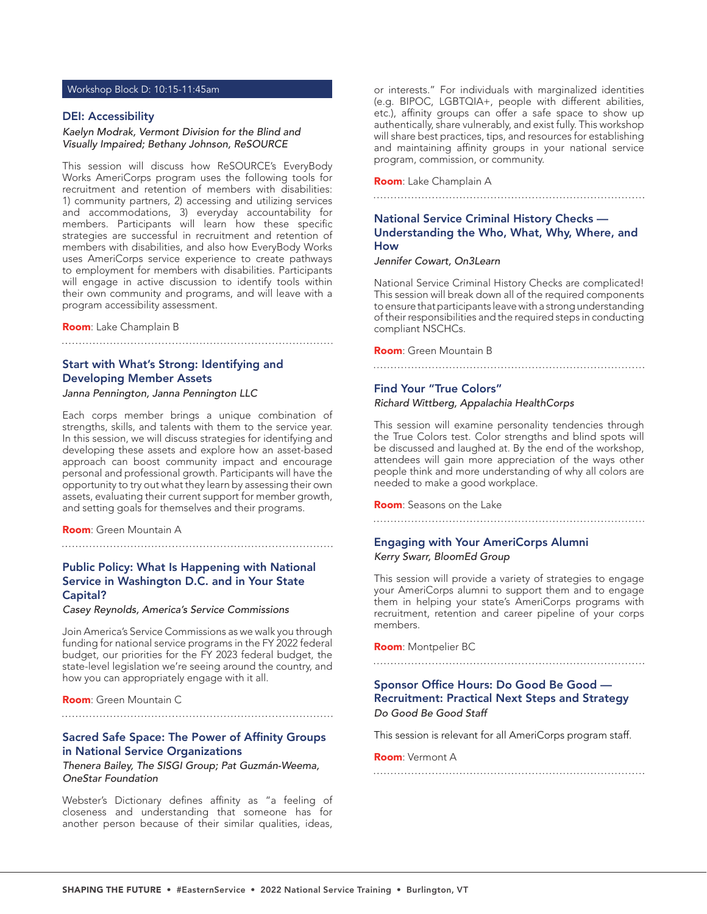## Workshop Block D: 10:15-11:45am

### DEI: Accessibility

*Kaelyn Modrak, Vermont Division for the Blind and Visually Impaired; Bethany Johnson, ReSOURCE*

This session will discuss how ReSOURCE's EveryBody Works AmeriCorps program uses the following tools for recruitment and retention of members with disabilities: 1) community partners, 2) accessing and utilizing services and accommodations, 3) everyday accountability for members. Participants will learn how these specific strategies are successful in recruitment and retention of members with disabilities, and also how EveryBody Works uses AmeriCorps service experience to create pathways to employment for members with disabilities. Participants will engage in active discussion to identify tools within their own community and programs, and will leave with a program accessibility assessment.

**Room**: Lake Champlain B

### Start with What's Strong: Identifying and Developing Member Assets

*Janna Pennington, Janna Pennington LLC*

Each corps member brings a unique combination of strengths, skills, and talents with them to the service year. In this session, we will discuss strategies for identifying and developing these assets and explore how an asset-based approach can boost community impact and encourage personal and professional growth. Participants will have the opportunity to try out what they learn by assessing their own assets, evaluating their current support for member growth, and setting goals for themselves and their programs.

**Room**: Green Mountain A

### Public Policy: What Is Happening with National Service in Washington D.C. and in Your State Capital?

*Casey Reynolds, America's Service Commissions*

Join America's Service Commissions as we walk you through funding for national service programs in the FY 2022 federal budget, our priorities for the FY 2023 federal budget, the state-level legislation we're seeing around the country, and how you can appropriately engage with it all.

**Room**: Green Mountain C

### Sacred Safe Space: The Power of Affinity Groups in National Service Organizations

*Thenera Bailey, The SISGI Group; Pat Guzmán-Weema, OneStar Foundation*

Webster's Dictionary defines affinity as "a feeling of closeness and understanding that someone has for another person because of their similar qualities, ideas, or interests." For individuals with marginalized identities (e.g. BIPOC, LGBTQIA+, people with different abilities, etc.), affinity groups can offer a safe space to show up authentically, share vulnerably, and exist fully. This workshop will share best practices, tips, and resources for establishing and maintaining affinity groups in your national service program, commission, or community.

**Room**: Lake Champlain A

### National Service Criminal History Checks — Understanding the Who, What, Why, Where, and How

*Jennifer Cowart, On3Learn*

National Service Criminal History Checks are complicated! This session will break down all of the required components to ensure that participants leave with a strong understanding of their responsibilities and the required steps in conducting compliant NSCHCs.

**Room**: Green Mountain B

### Find Your "True Colors"

*Richard Wittberg, Appalachia HealthCorps*

This session will examine personality tendencies through the True Colors test. Color strengths and blind spots will be discussed and laughed at. By the end of the workshop, attendees will gain more appreciation of the ways other people think and more understanding of why all colors are needed to make a good workplace.

**Room**: Seasons on the Lake

### Engaging with Your AmeriCorps Alumni

*Kerry Swarr, BloomEd Group*

This session will provide a variety of strategies to engage your AmeriCorps alumni to support them and to engage them in helping your state's AmeriCorps programs with recruitment, retention and career pipeline of your corps members.

**Room**: Montpelier BC

### Sponsor Office Hours: Do Good Be Good — Recruitment: Practical Next Steps and Strategy

*Do Good Be Good Staff*

This session is relevant for all AmeriCorps program staff.

**Room**: Vermont A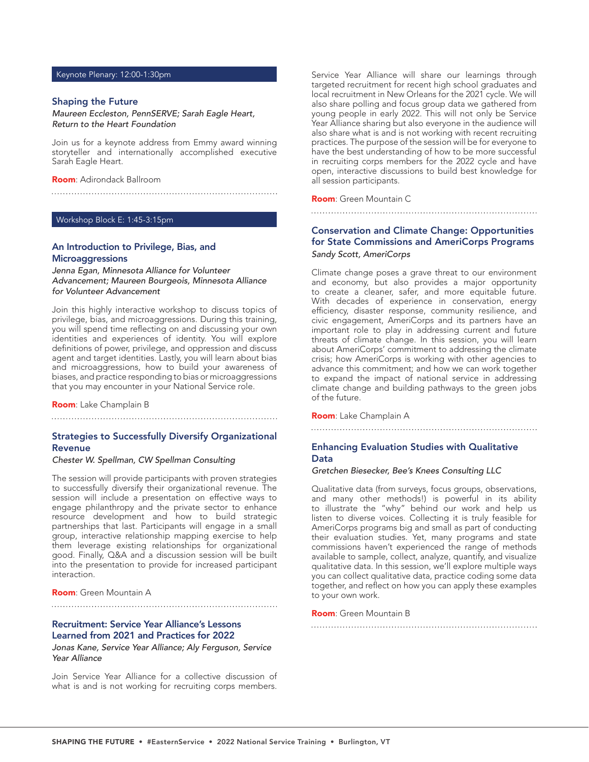## Keynote Plenary: 12:00-1:30pm

### Shaping the Future

*Maureen Eccleston, PennSERVE; Sarah Eagle Heart, Return to the Heart Foundation*

Join us for a keynote address from Emmy award winning storyteller and internationally accomplished executive Sarah Eagle Heart.

**Room**: Adirondack Ballroom

## Workshop Block E: 1:45-3:15pm

### An Introduction to Privilege, Bias, and Microaggressions

*Jenna Egan, Minnesota Alliance for Volunteer Advancement; Maureen Bourgeois, Minnesota Alliance for Volunteer Advancement*

Join this highly interactive workshop to discuss topics of privilege, bias, and microaggressions. During this training, you will spend time reflecting on and discussing your own identities and experiences of identity. You will explore definitions of power, privilege, and oppression and discuss agent and target identities. Lastly, you will learn about bias and microaggressions, how to build your awareness of biases, and practice responding to bias or microaggressions that you may encounter in your National Service role.

**Room**: Lake Champlain B

### Strategies to Successfully Diversify Organizational Revenue

*Chester W. Spellman, CW Spellman Consulting*

The session will provide participants with proven strategies to successfully diversify their organizational revenue. The session will include a presentation on effective ways to engage philanthropy and the private sector to enhance resource development and how to build strategic partnerships that last. Participants will engage in a small group, interactive relationship mapping exercise to help them leverage existing relationships for organizational good. Finally, Q&A and a discussion session will be built into the presentation to provide for increased participant interaction.

**Room**: Green Mountain A

### Recruitment: Service Year Alliance's Lessons Learned from 2021 and Practices for 2022

*Jonas Kane, Service Year Alliance; Aly Ferguson, Service Year Alliance*

Join Service Year Alliance for a collective discussion of what is and is not working for recruiting corps members. Service Year Alliance will share our learnings through targeted recruitment for recent high school graduates and local recruitment in New Orleans for the 2021 cycle. We will also share polling and focus group data we gathered from young people in early 2022. This will not only be Service Year Alliance sharing but also everyone in the audience will also share what is and is not working with recent recruiting practices. The purpose of the session will be for everyone to have the best understanding of how to be more successful in recruiting corps members for the 2022 cycle and have open, interactive discussions to build best knowledge for all session participants.

**Room**: Green Mountain C

### Conservation and Climate Change: Opportunities for State Commissions and AmeriCorps Programs

*Sandy Scott, AmeriCorps*

Climate change poses a grave threat to our environment and economy, but also provides a major opportunity to create a cleaner, safer, and more equitable future. With decades of experience in conservation, energy efficiency, disaster response, community resilience, and civic engagement, AmeriCorps and its partners have an important role to play in addressing current and future threats of climate change. In this session, you will learn about AmeriCorps' commitment to addressing the climate crisis; how AmeriCorps is working with other agencies to advance this commitment; and how we can work together to expand the impact of national service in addressing climate change and building pathways to the green jobs of the future.

**Room**: Lake Champlain A

### Enhancing Evaluation Studies with Qualitative Data

*Gretchen Biesecker, Bee's Knees Consulting LLC*

Qualitative data (from surveys, focus groups, observations, and many other methods!) is powerful in its ability to illustrate the "why" behind our work and help us listen to diverse voices. Collecting it is truly feasible for AmeriCorps programs big and small as part of conducting their evaluation studies. Yet, many programs and state commissions haven't experienced the range of methods available to sample, collect, analyze, quantify, and visualize qualitative data. In this session, we'll explore multiple ways you can collect qualitative data, practice coding some data together, and reflect on how you can apply these examples to your own work.

**Room**: Green Mountain B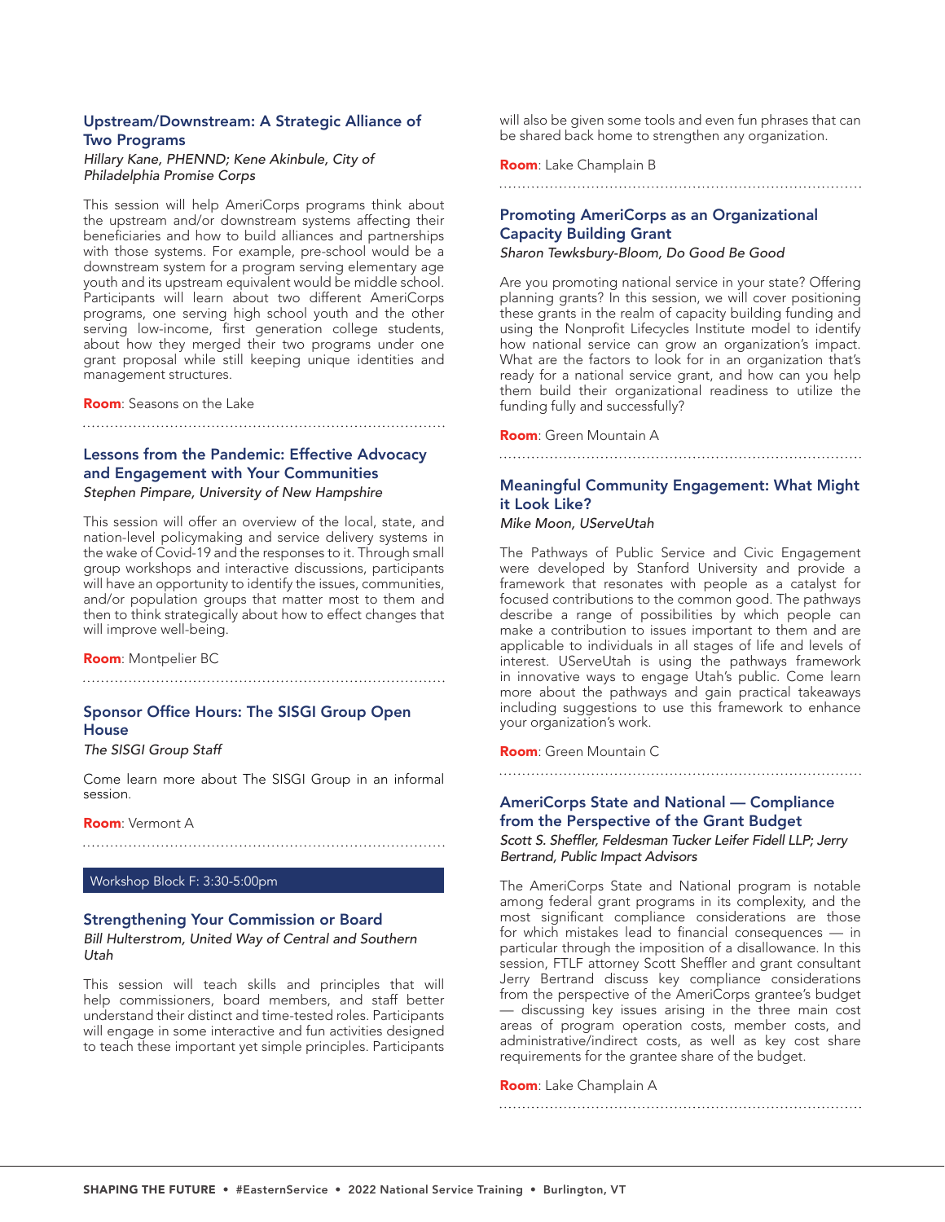### Upstream/Downstream: A Strategic Alliance of Two Programs

*Hillary Kane, PHENND; Kene Akinbule, City of Philadelphia Promise Corps*

This session will help AmeriCorps programs think about the upstream and/or downstream systems affecting their beneficiaries and how to build alliances and partnerships with those systems. For example, pre-school would be a downstream system for a program serving elementary age youth and its upstream equivalent would be middle school. Participants will learn about two different AmeriCorps programs, one serving high school youth and the other serving low-income, first generation college students, about how they merged their two programs under one grant proposal while still keeping unique identities and management structures.

**Room**: Seasons on the Lake

### Lessons from the Pandemic: Effective Advocacy and Engagement with Your Communities

*Stephen Pimpare, University of New Hampshire*

This session will offer an overview of the local, state, and nation-level policymaking and service delivery systems in the wake of Covid-19 and the responses to it. Through small group workshops and interactive discussions, participants will have an opportunity to identify the issues, communities, and/or population groups that matter most to them and then to think strategically about how to effect changes that will improve well-being.

**Room**: Montpelier BC

### Sponsor Office Hours: The SISGI Group Open House

*The SISGI Group Staff*

Come learn more about The SISGI Group in an informal session.

**Room**: Vermont A

## Workshop Block F: 3:30-5:00pm

### Strengthening Your Commission or Board

*Bill Hulterstrom, United Way of Central and Southern Utah*

This session will teach skills and principles that will help commissioners, board members, and staff better understand their distinct and time-tested roles. Participants will engage in some interactive and fun activities designed to teach these important yet simple principles. Participants will also be given some tools and even fun phrases that can be shared back home to strengthen any organization.

**Room**: Lake Champlain B

### Promoting AmeriCorps as an Organizational Capacity Building Grant

*Sharon Tewksbury-Bloom, Do Good Be Good*

Are you promoting national service in your state? Offering planning grants? In this session, we will cover positioning these grants in the realm of capacity building funding and using the Nonprofit Lifecycles Institute model to identify how national service can grow an organization's impact. What are the factors to look for in an organization that's ready for a national service grant, and how can you help them build their organizational readiness to utilize the funding fully and successfully?

**Room**: Green Mountain A

### Meaningful Community Engagement: What Might it Look Like?

*Mike Moon, UServeUtah*

The Pathways of Public Service and Civic Engagement were developed by Stanford University and provide a framework that resonates with people as a catalyst for focused contributions to the common good. The pathways describe a range of possibilities by which people can make a contribution to issues important to them and are applicable to individuals in all stages of life and levels of interest. UServeUtah is using the pathways framework in innovative ways to engage Utah's public. Come learn more about the pathways and gain practical takeaways including suggestions to use this framework to enhance your organization's work.

**Room**: Green Mountain C

### AmeriCorps State and National — Compliance from the Perspective of the Grant Budget

*Scott S. Sheffler, Feldesman Tucker Leifer Fidell LLP; Jerry Bertrand, Public Impact Advisors*

The AmeriCorps State and National program is notable among federal grant programs in its complexity, and the most significant compliance considerations are those for which mistakes lead to financial consequences — in particular through the imposition of a disallowance. In this session, FTLF attorney Scott Sheffler and grant consultant Jerry Bertrand discuss key compliance considerations from the perspective of the AmeriCorps grantee's budget — discussing key issues arising in the three main cost areas of program operation costs, member costs, and administrative/indirect costs, as well as key cost share requirements for the grantee share of the budget.

**Room**: Lake Champlain A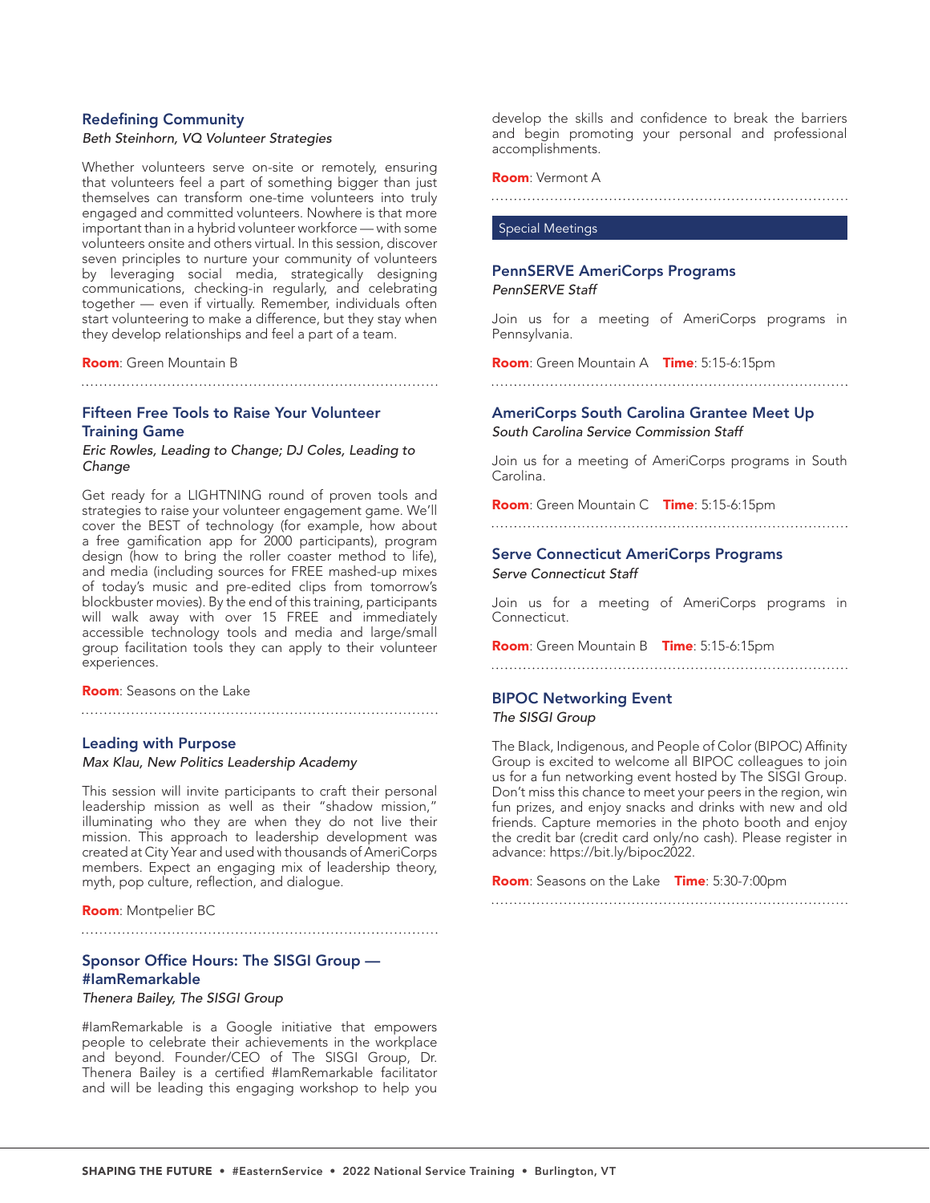### Redefining Community

*Beth Steinhorn, VQ Volunteer Strategies*

Whether volunteers serve on-site or remotely, ensuring that volunteers feel a part of something bigger than just themselves can transform one-time volunteers into truly engaged and committed volunteers. Nowhere is that more important than in a hybrid volunteer workforce — with some volunteers onsite and others virtual. In this session, discover seven principles to nurture your community of volunteers by leveraging social media, strategically designing communications, checking-in regularly, and celebrating together — even if virtually. Remember, individuals often start volunteering to make a difference, but they stay when they develop relationships and feel a part of a team.

**Room**: Green Mountain B

### Fifteen Free Tools to Raise Your Volunteer Training Game

*Eric Rowles, Leading to Change; DJ Coles, Leading to Change*

Get ready for a LIGHTNING round of proven tools and strategies to raise your volunteer engagement game. We'll cover the BEST of technology (for example, how about a free gamification app for 2000 participants), program design (how to bring the roller coaster method to life), and media (including sources for FREE mashed-up mixes of today's music and pre-edited clips from tomorrow's blockbuster movies). By the end of this training, participants will walk away with over 15 FREE and immediately accessible technology tools and media and large/small group facilitation tools they can apply to their volunteer experiences.

**Room**: Seasons on the Lake

### Leading with Purpose

*Max Klau, New Politics Leadership Academy*

This session will invite participants to craft their personal leadership mission as well as their "shadow mission," illuminating who they are when they do not live their mission. This approach to leadership development was created at City Year and used with thousands of AmeriCorps members. Expect an engaging mix of leadership theory, myth, pop culture, reflection, and dialogue.

**Room**: Montpelier BC

### Sponsor Office Hours: The SISGI Group — #IamRemarkable

*Thenera Bailey, The SISGI Group*

#IamRemarkable is a Google initiative that empowers people to celebrate their achievements in the workplace and beyond. Founder/CEO of The SISGI Group, Dr. Thenera Bailey is a certified #IamRemarkable facilitator and will be leading this engaging workshop to help you develop the skills and confidence to break the barriers and begin promoting your personal and professional accomplishments.

**Room**: Vermont A

## Special Meetings

### PennSERVE AmeriCorps Programs

*PennSERVE Staff*

Join us for a meeting of AmeriCorps programs in Pennsylvania.

**Room**: Green Mountain A **Time**: 5:15-6:15pm

### AmeriCorps South Carolina Grantee Meet Up

*South Carolina Service Commission Staff*

Join us for a meeting of AmeriCorps programs in South Carolina.

**Room**: Green Mountain C **Time**: 5:15-6:15pm

### Serve Connecticut AmeriCorps Programs

*Serve Connecticut Staff*

Join us for a meeting of AmeriCorps programs in Connecticut.

**Room**: Green Mountain B **Time**: 5:15-6:15pm

### BIPOC Networking Event

*The SISGI Group*

The Black, Indigenous, and People of Color (BIPOC) Affinity Group is excited to welcome all BIPOC colleagues to join us for a fun networking event hosted by The SISGI Group. Don't miss this chance to meet your peers in the region, win fun prizes, and enjoy snacks and drinks with new and old friends. Capture memories in the photo booth and enjoy the credit bar (credit card only/no cash). Please register in advance: https://bit.ly/bipoc2022.

**Room**: Seasons on the Lake **Time**: 5:30-7:00pm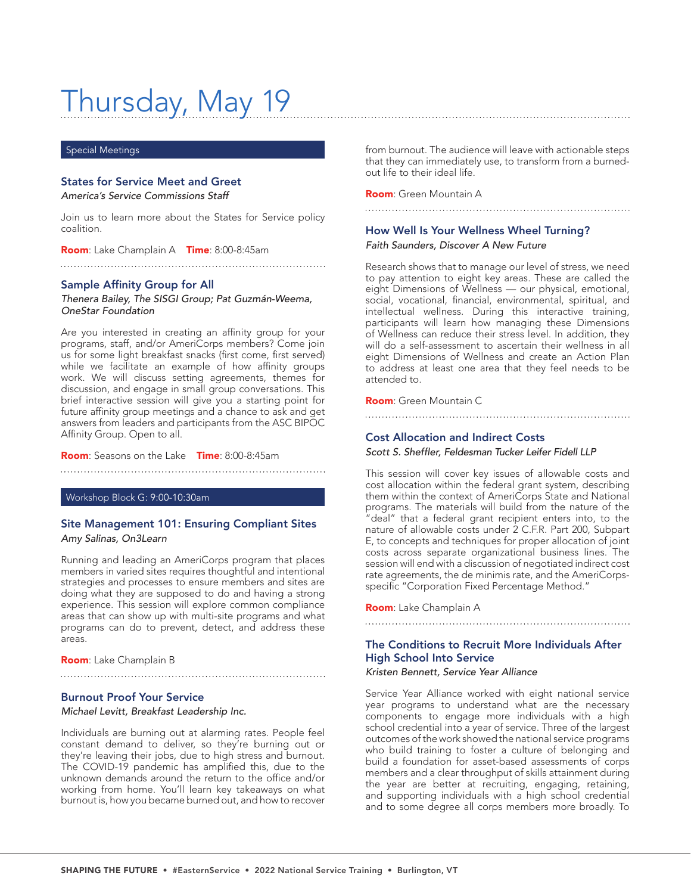# Thursday, May 19

## Special Meetings

### States for Service Meet and Greet

*America's Service Commissions Staff*

Join us to learn more about the States for Service policy coalition.

**Room**: Lake Champlain A **Time**: 8:00-8:45am

### Sample Affinity Group for All

*Thenera Bailey, The SISGI Group; Pat Guzmán-Weema, OneStar Foundation*

Are you interested in creating an affinity group for your programs, staff, and/or AmeriCorps members? Come join us for some light breakfast snacks (first come, first served) while we facilitate an example of how affinity groups work. We will discuss setting agreements, themes for discussion, and engage in small group conversations. This brief interactive session will give you a starting point for future affinity group meetings and a chance to ask and get answers from leaders and participants from the ASC BIPOC Affinity Group. Open to all.

**Room**: Seasons on the Lake **Time**: 8:00-8:45am

## Workshop Block G: 9:00-10:30am

### Site Management 101: Ensuring Compliant Sites

*Amy Salinas, On3Learn*

Running and leading an AmeriCorps program that places members in varied sites requires thoughtful and intentional strategies and processes to ensure members and sites are doing what they are supposed to do and having a strong experience. This session will explore common compliance areas that can show up with multi-site programs and what programs can do to prevent, detect, and address these areas.

**Room**: Lake Champlain B

### Burnout Proof Your Service

*Michael Levitt, Breakfast Leadership Inc.*

Individuals are burning out at alarming rates. People feel constant demand to deliver, so they're burning out or they're leaving their jobs, due to high stress and burnout. The COVID-19 pandemic has amplified this, due to the unknown demands around the return to the office and/or working from home. You'll learn key takeaways on what burnout is, how you became burned out, and how to recover from burnout. The audience will leave with actionable steps that they can immediately use, to transform from a burned-out life to their ideal life.

**Room**: Green Mountain A

### How Well Is Your Wellness Wheel Turning?

*Faith Saunders, Discover A New Future*

Research shows that to manage our level of stress, we need to pay attention to eight key areas. These are called the eight Dimensions of Wellness — our physical, emotional, social, vocational, financial, environmental, spiritual, and intellectual wellness. During this interactive training, participants will learn how managing these Dimensions of Wellness can reduce their stress level. In addition, they will do a self-assessment to ascertain their wellness in all eight Dimensions of Wellness and create an Action Plan to address at least one area that they feel needs to be attended to.

**Room**: Green Mountain C

### Cost Allocation and Indirect Costs

*Scott S. Sheffler, Feldesman Tucker Leifer Fidell LLP*

This session will cover key issues of allowable costs and cost allocation within the federal grant system, describing them within the context of AmeriCorps State and National programs. The materials will build from the nature of the "deal" that a federal grant recipient enters into, to the nature of allowable costs under 2 C.F.R. Part 200, Subpart E, to concepts and techniques for proper allocation of joint costs across separate organizational business lines. The session will end with a discussion of negotiated indirect cost rate agreements, the de minimis rate, and the AmeriCorps-specific "Corporation Fixed Percentage Method."

**Room**: Lake Champlain A

### The Conditions to Recruit More Individuals After High School Into Service

*Kristen Bennett, Service Year Alliance*

Service Year Alliance worked with eight national service year programs to understand what are the necessary components to engage more individuals with a high school credential into a year of service. Three of the largest outcomes of the work showed the national service programs who build training to foster a culture of belonging and build a foundation for asset-based assessments of corps members and a clear throughput of skills attainment during the year are better at recruiting, engaging, retaining, and supporting individuals with a high school credential and to some degree all corps members more broadly. To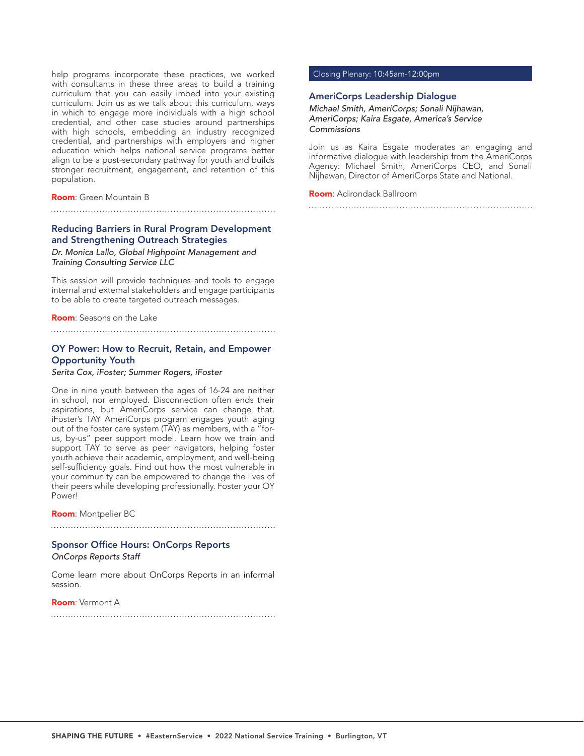help programs incorporate these practices, we worked with consultants in these three areas to build a training curriculum that you can easily imbed into your existing curriculum. Join us as we talk about this curriculum, ways in which to engage more individuals with a high school credential, and other case studies around partnerships with high schools, embedding an industry recognized credential, and partnerships with employers and higher education which helps national service programs better align to be a post-secondary pathway for youth and builds stronger recruitment, engagement, and retention of this population.

**Room**: Green Mountain B

### Reducing Barriers in Rural Program Development and Strengthening Outreach Strategies

*Dr. Monica Lallo, Global Highpoint Management and Training Consulting Service LLC*

This session will provide techniques and tools to engage internal and external stakeholders and engage participants to be able to create targeted outreach messages.

**Room**: Seasons on the Lake

### OY Power: How to Recruit, Retain, and Empower Opportunity Youth

*Serita Cox, iFoster; Summer Rogers, iFoster*

One in nine youth between the ages of 16-24 are neither in school, nor employed. Disconnection often ends their aspirations, but AmeriCorps service can change that. iFoster's TAY AmeriCorps program engages youth aging out of the foster care system (TAY) as members, with a "for-us, by-us" peer support model. Learn how we train and support TAY to serve as peer navigators, helping foster youth achieve their academic, employment, and well-being self-sufficiency goals. Find out how the most vulnerable in your community can be empowered to change the lives of their peers while developing professionally. Foster your OY Power!

**Room**: Montpelier BC

### Sponsor Office Hours: OnCorps Reports

*OnCorps Reports Staff*

Come learn more about OnCorps Reports in an informal session.

**Room**: Vermont A

## Closing Plenary: 10:45am-12:00pm

### AmeriCorps Leadership Dialogue

*Michael Smith, AmeriCorps; Sonali Nijhawan, AmeriCorps; Kaira Esgate, America's Service Commissions*

Join us as Kaira Esgate moderates an engaging and informative dialogue with leadership from the AmeriCorps Agency: Michael Smith, AmeriCorps CEO, and Sonali Nijhawan, Director of AmeriCorps State and National.

**Room**: Adirondack Ballroom